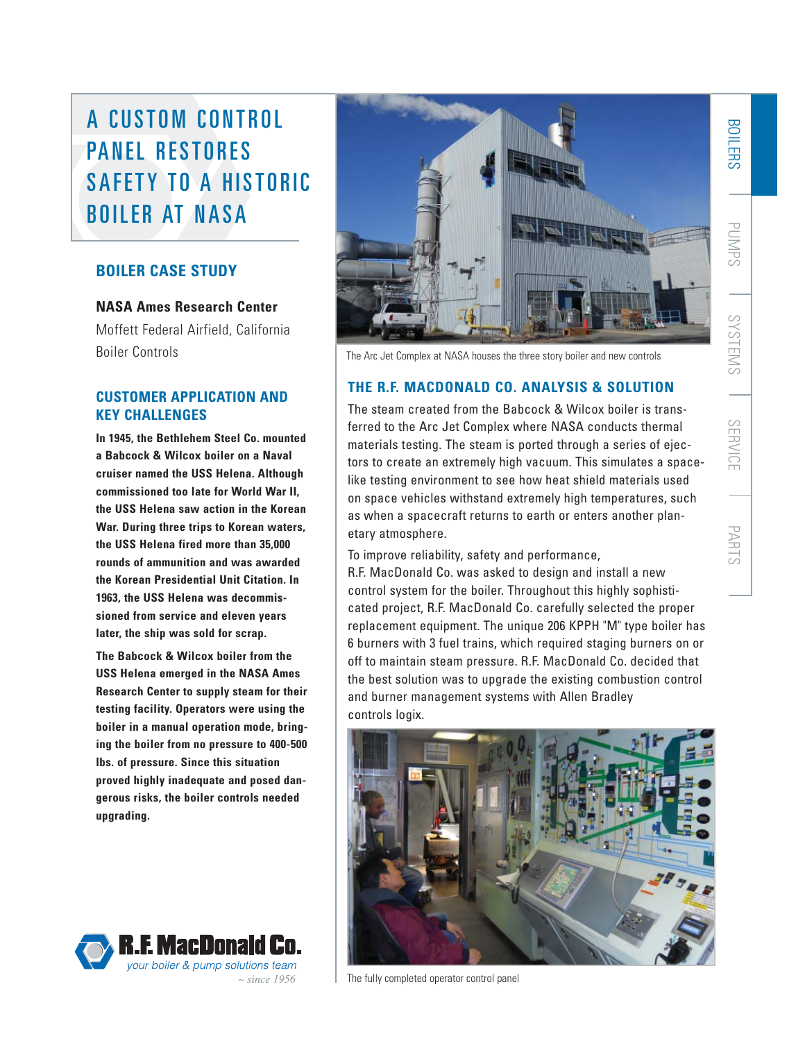# A CUSTOM CONTROL PANEL RESTORES SAFETY TO A HISTORIC BOILER AT NASA

## BOILER CASE STUDY

**NASA Ames Research Center**
Moffett Federal Airfield, California
Boiler Controls

## CUSTOMER APPLICATION AND KEY CHALLENGES

**In 1945, the Bethlehem Steel Co. mounted a Babcock & Wilcox boiler on a Naval cruiser named the USS Helena. Although commissioned too late for World War II, the USS Helena saw action in the Korean War. During three trips to Korean waters, the USS Helena fired more than 35,000 rounds of ammunition and was awarded the Korean Presidential Unit Citation. In 1963, the USS Helena was decommissioned from service and eleven years later, the ship was sold for scrap.**

**The Babcock & Wilcox boiler from the USS Helena emerged in the NASA Ames Research Center to supply steam for their testing facility. Operators were using the boiler in a manual operation mode, bringing the boiler from no pressure to 400-500 lbs. of pressure. Since this situation proved highly inadequate and posed dangerous risks, the boiler controls needed upgrading.**

The Arc Jet Complex at NASA houses the three story boiler and new controls

## THE R.F. MACDONALD CO. ANALYSIS & SOLUTION

The steam created from the Babcock & Wilcox boiler is transferred to the Arc Jet Complex where NASA conducts thermal materials testing. The steam is ported through a series of ejectors to create an extremely high vacuum. This simulates a space-like testing environment to see how heat shield materials used on space vehicles withstand extremely high temperatures, such as when a spacecraft returns to earth or enters another planetary atmosphere.

To improve reliability, safety and performance, R.F. MacDonald Co. was asked to design and install a new control system for the boiler. Throughout this highly sophisticated project, R.F. MacDonald Co. carefully selected the proper replacement equipment. The unique 206 KPPH "M" type boiler has 6 burners with 3 fuel trains, which required staging burners on or off to maintain steam pressure. R.F. MacDonald Co. decided that the best solution was to upgrade the existing combustion control and burner management systems with Allen Bradley controls logix.

The fully completed operator control panel

**R.F. MacDonald Co.**
*your boiler & pump solutions team*
*~ since 1956*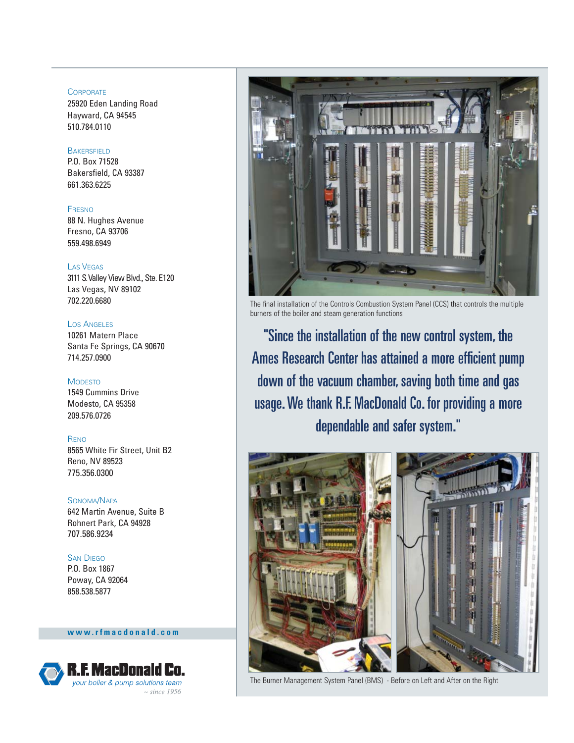**CORPORATE**
25920 Eden Landing Road
Hayward, CA 94545
510.784.0110

**BAKERSFIELD**
P.O. Box 71528
Bakersfield, CA 93387
661.363.6225

**FRESNO**
88 N. Hughes Avenue
Fresno, CA 93706
559.498.6949

**LAS VEGAS**
3111 S.Valley View Blvd., Ste. E120
Las Vegas, NV 89102
702.220.6680

**LOS ANGELES**
10261 Matern Place
Santa Fe Springs, CA 90670
714.257.0900

**MODESTO**
1549 Cummins Drive
Modesto, CA 95358
209.576.0726

**RENO**
8565 White Fir Street, Unit B2
Reno, NV 89523
775.356.0300

**SONOMA/NAPA**
642 Martin Avenue, Suite B
Rohnert Park, CA 94928
707.586.9234

**SAN DIEGO**
P.O. Box 1867
Poway, CA 92064
858.538.5877

**www.rfmacdonald.com**

**R.F. MacDonald Co.**
*your boiler & pump solutions team*
*~ since 1956*

The final installation of the Controls Combustion System Panel (CCS) that controls the multiple burners of the boiler and steam generation functions

## "Since the installation of the new control system, the Ames Research Center has attained a more efficient pump down of the vacuum chamber, saving both time and gas usage. We thank R.F. MacDonald Co. for providing a more dependable and safer system."

The Burner Management System Panel (BMS) - Before on Left and After on the Right